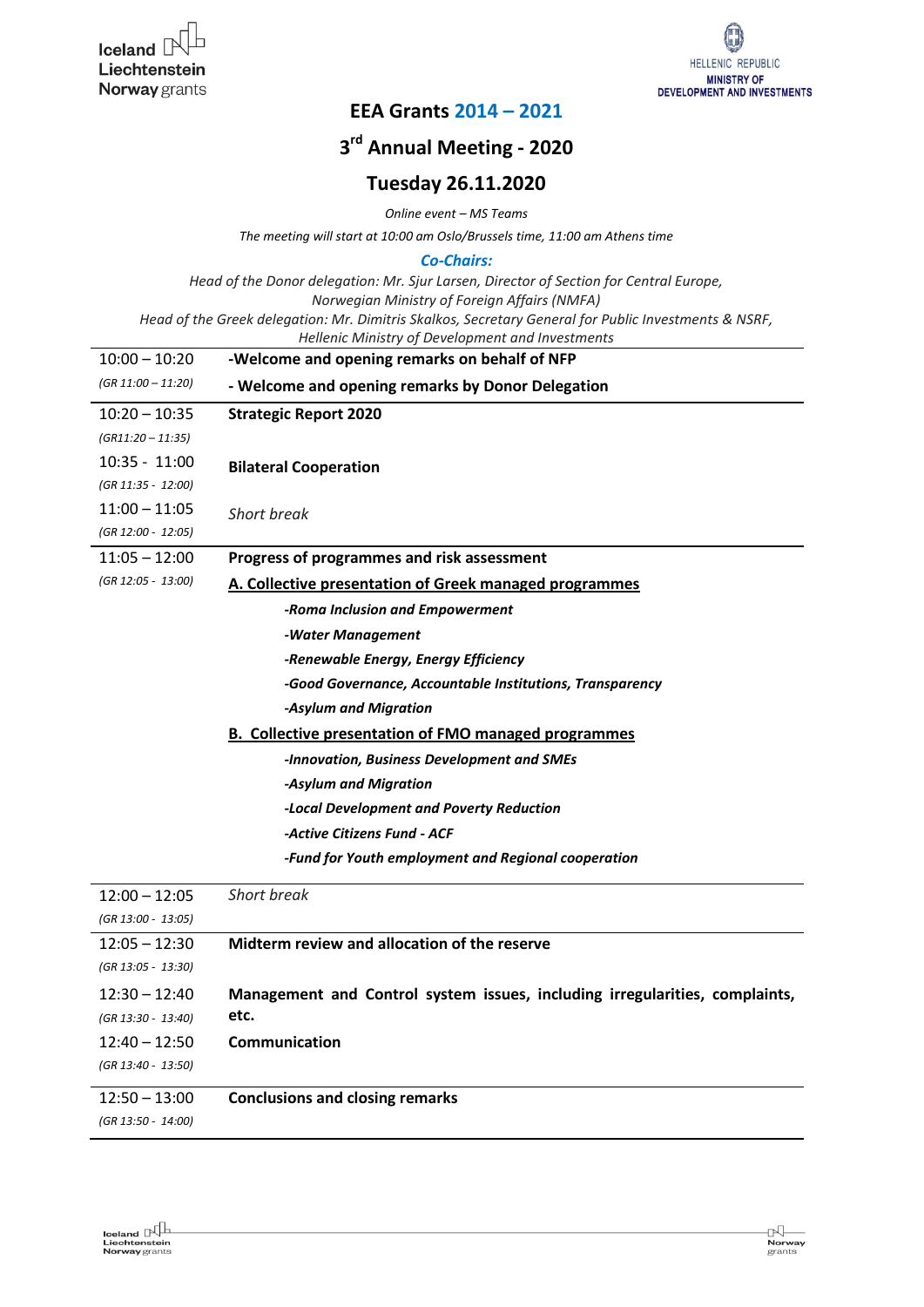Iceland Liechtenstein Norway grants

HELLENIC REPUBLIC
MINISTRY OF DEVELOPMENT AND INVESTMENTS

# EEA Grants 2014 – 2021

## 3rd Annual Meeting - 2020

## Tuesday 26.11.2020

*Online event – MS Teams*

*The meeting will start at 10:00 am Oslo/Brussels time, 11:00 am Athens time*

***Co-Chairs:***

*Head of the Donor delegation: Mr. Sjur Larsen, Director of Section for Central Europe, Norwegian Ministry of Foreign Affairs (NMFA)*

*Head of the Greek delegation: Mr. Dimitris Skalkos, Secretary General for Public Investments & NSRF, Hellenic Ministry of Development and Investments*

| Time | Item |
|---|---|
| 10:00 – 10:20 *(GR 11:00 – 11:20)* | **-Welcome and opening remarks on behalf of NFP**<br>**- Welcome and opening remarks by Donor Delegation** |
| 10:20 – 10:35 *(GR11:20 – 11:35)* | **Strategic Report 2020** |
| 10:35 - 11:00 *(GR 11:35 - 12:00)* | **Bilateral Cooperation** |
| 11:00 – 11:05 *(GR 12:00 - 12:05)* | *Short break* |
| 11:05 – 12:00 *(GR 12:05 - 13:00)* | **Progress of programmes and risk assessment**<br>**A. Collective presentation of Greek managed programmes**<br>***-Roma Inclusion and Empowerment***<br>***-Water Management***<br>***-Renewable Energy, Energy Efficiency***<br>***-Good Governance, Accountable Institutions, Transparency***<br>***-Asylum and Migration***<br>**B. Collective presentation of FMO managed programmes**<br>***-Innovation, Business Development and SMEs***<br>***-Asylum and Migration***<br>***-Local Development and Poverty Reduction***<br>***-Active Citizens Fund - ACF***<br>***-Fund for Youth employment and Regional cooperation*** |
| 12:00 – 12:05 *(GR 13:00 - 13:05)* | *Short break* |
| 12:05 – 12:30 *(GR 13:05 - 13:30)* | **Midterm review and allocation of the reserve** |
| 12:30 – 12:40 *(GR 13:30 - 13:40)* | **Management and Control system issues, including irregularities, complaints, etc.** |
| 12:40 – 12:50 *(GR 13:40 - 13:50)* | **Communication** |
| 12:50 – 13:00 *(GR 13:50 - 14:00)* | **Conclusions and closing remarks** |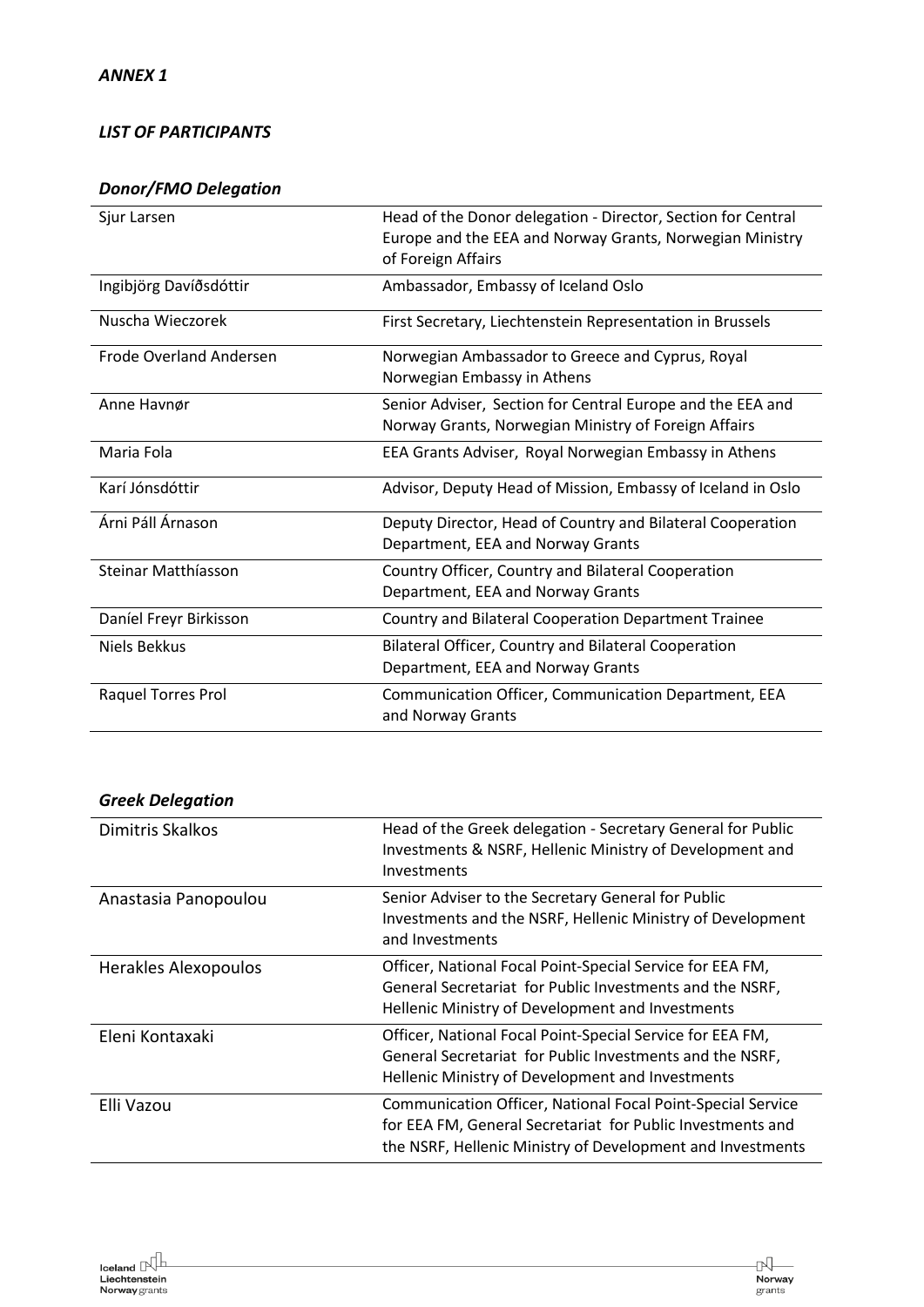***ANNEX 1***

***LIST OF PARTICIPANTS***

***Donor/FMO Delegation***

| | |
|---|---|
| Sjur Larsen | Head of the Donor delegation - Director, Section for Central Europe and the EEA and Norway Grants, Norwegian Ministry of Foreign Affairs |
| Ingibjörg Davíðsdóttir | Ambassador, Embassy of Iceland Oslo |
| Nuscha Wieczorek | First Secretary, Liechtenstein Representation in Brussels |
| Frode Overland Andersen | Norwegian Ambassador to Greece and Cyprus, Royal Norwegian Embassy in Athens |
| Anne Havnør | Senior Adviser, Section for Central Europe and the EEA and Norway Grants, Norwegian Ministry of Foreign Affairs |
| Maria Fola | EEA Grants Adviser, Royal Norwegian Embassy in Athens |
| Karí Jónsdóttir | Advisor, Deputy Head of Mission, Embassy of Iceland in Oslo |
| Árni Páll Árnason | Deputy Director, Head of Country and Bilateral Cooperation Department, EEA and Norway Grants |
| Steinar Matthíasson | Country Officer, Country and Bilateral Cooperation Department, EEA and Norway Grants |
| Daníel Freyr Birkisson | Country and Bilateral Cooperation Department Trainee |
| Niels Bekkus | Bilateral Officer, Country and Bilateral Cooperation Department, EEA and Norway Grants |
| Raquel Torres Prol | Communication Officer, Communication Department, EEA and Norway Grants |

***Greek Delegation***

| | |
|---|---|
| Dimitris Skalkos | Head of the Greek delegation - Secretary General for Public Investments & NSRF, Hellenic Ministry of Development and Investments |
| Anastasia Panopoulou | Senior Adviser to the Secretary General for Public Investments and the NSRF, Hellenic Ministry of Development and Investments |
| Herakles Alexopoulos | Officer, National Focal Point-Special Service for EEA FM, General Secretariat for Public Investments and the NSRF, Hellenic Ministry of Development and Investments |
| Eleni Kontaxaki | Officer, National Focal Point-Special Service for EEA FM, General Secretariat for Public Investments and the NSRF, Hellenic Ministry of Development and Investments |
| Elli Vazou | Communication Officer, National Focal Point-Special Service for EEA FM, General Secretariat for Public Investments and the NSRF, Hellenic Ministry of Development and Investments |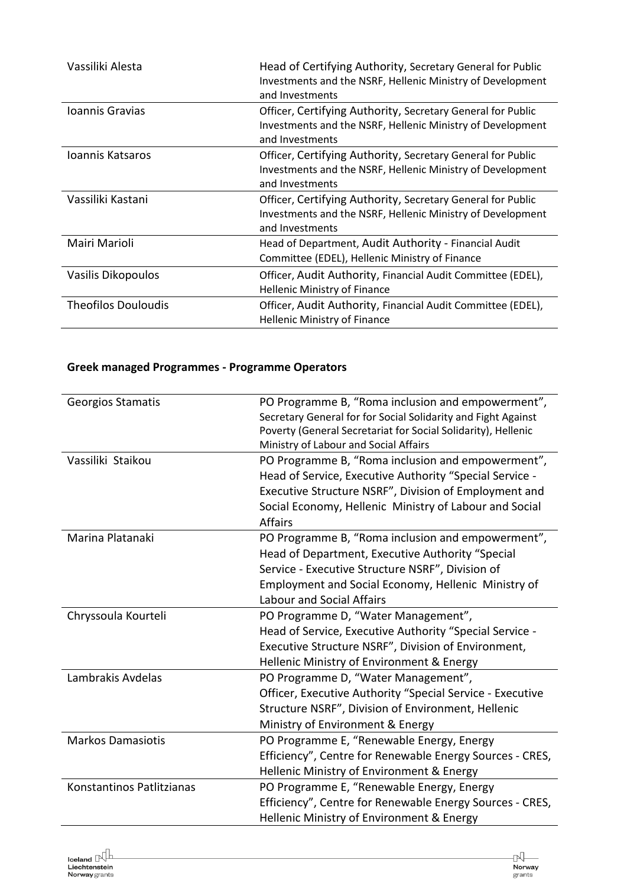| | |
|---|---|
| Vassiliki Alesta | Head of Certifying Authority, Secretary General for Public Investments and the NSRF, Hellenic Ministry of Development and Investments |
| Ioannis Gravias | Officer, Certifying Authority, Secretary General for Public Investments and the NSRF, Hellenic Ministry of Development and Investments |
| Ioannis Katsaros | Officer, Certifying Authority, Secretary General for Public Investments and the NSRF, Hellenic Ministry of Development and Investments |
| Vassiliki Kastani | Officer, Certifying Authority, Secretary General for Public Investments and the NSRF, Hellenic Ministry of Development and Investments |
| Mairi Marioli | Head of Department, Audit Authority - Financial Audit Committee (EDEL), Hellenic Ministry of Finance |
| Vasilis Dikopoulos | Officer, Audit Authority, Financial Audit Committee (EDEL), Hellenic Ministry of Finance |
| Theofilos Douloudis | Officer, Audit Authority, Financial Audit Committee (EDEL), Hellenic Ministry of Finance |

**Greek managed Programmes - Programme Operators**

| | |
|---|---|
| Georgios Stamatis | PO Programme B, "Roma inclusion and empowerment", Secretary General for for Social Solidarity and Fight Against Poverty (General Secretariat for Social Solidarity), Hellenic Ministry of Labour and Social Affairs |
| Vassiliki Staikou | PO Programme B, "Roma inclusion and empowerment", Head of Service, Executive Authority "Special Service - Executive Structure NSRF", Division of Employment and Social Economy, Hellenic Ministry of Labour and Social Affairs |
| Marina Platanaki | PO Programme B, "Roma inclusion and empowerment", Head of Department, Executive Authority "Special Service - Executive Structure NSRF", Division of Employment and Social Economy, Hellenic Ministry of Labour and Social Affairs |
| Chryssoula Kourteli | PO Programme D, "Water Management", Head of Service, Executive Authority "Special Service - Executive Structure NSRF", Division of Environment, Hellenic Ministry of Environment & Energy |
| Lambrakis Avdelas | PO Programme D, "Water Management", Officer, Executive Authority "Special Service - Executive Structure NSRF", Division of Environment, Hellenic Ministry of Environment & Energy |
| Markos Damasiotis | PO Programme E, "Renewable Energy, Energy Efficiency", Centre for Renewable Energy Sources - CRES, Hellenic Ministry of Environment & Energy |
| Konstantinos Patlitzianas | PO Programme E, "Renewable Energy, Energy Efficiency", Centre for Renewable Energy Sources - CRES, Hellenic Ministry of Environment & Energy |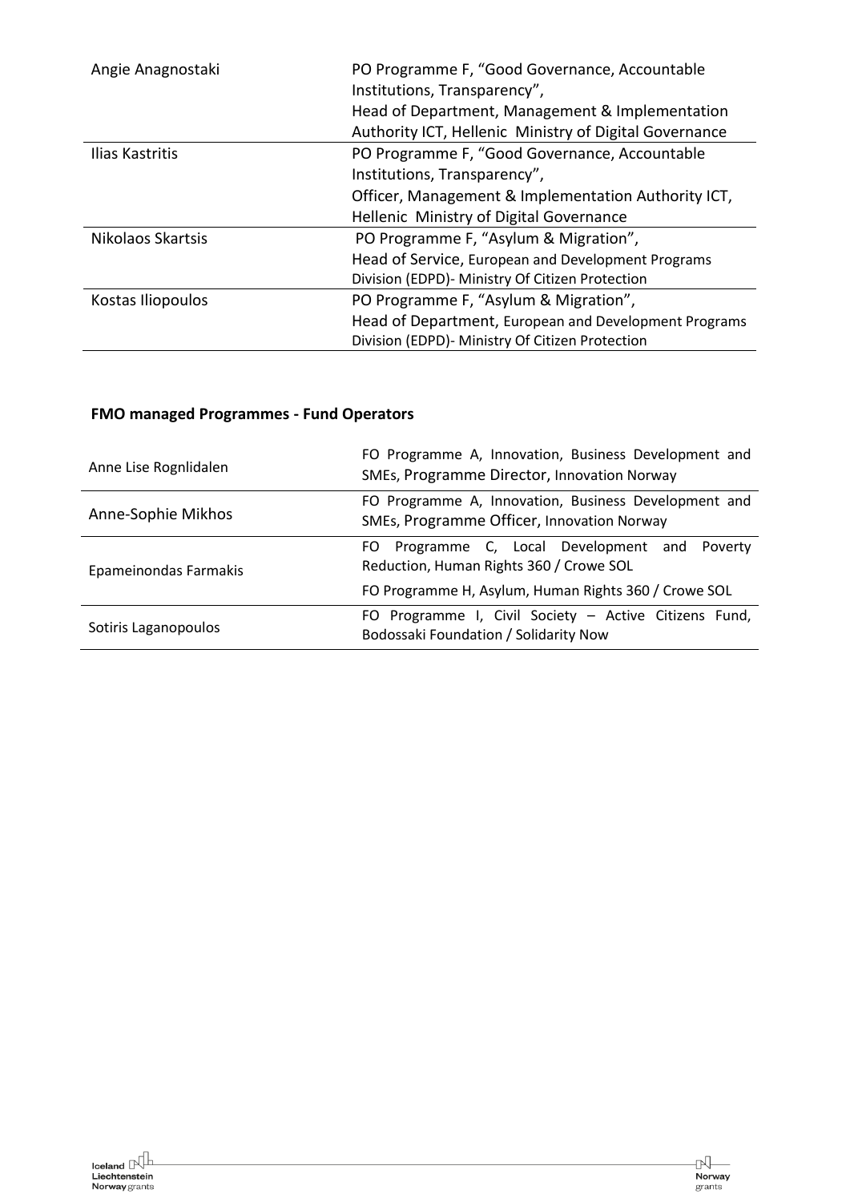| | |
|---|---|
| Angie Anagnostaki | PO Programme F, "Good Governance, Accountable Institutions, Transparency", Head of Department, Management & Implementation Authority ICT, Hellenic Ministry of Digital Governance |
| Ilias Kastritis | PO Programme F, "Good Governance, Accountable Institutions, Transparency", Officer, Management & Implementation Authority ICT, Hellenic Ministry of Digital Governance |
| Nikolaos Skartsis | PO Programme F, "Asylum & Migration", Head of Service, European and Development Programs Division (EDPD)- Ministry Of Citizen Protection |
| Kostas Iliopoulos | PO Programme F, "Asylum & Migration", Head of Department, European and Development Programs Division (EDPD)- Ministry Of Citizen Protection |

**FMO managed Programmes - Fund Operators**

| | |
|---|---|
| Anne Lise Rognlidalen | FO Programme A, Innovation, Business Development and SMEs, Programme Director, Innovation Norway |
| Anne-Sophie Mikhos | FO Programme A, Innovation, Business Development and SMEs, Programme Officer, Innovation Norway |
| Epameinondas Farmakis | FO Programme C, Local Development and Poverty Reduction, Human Rights 360 / Crowe SOL<br>FO Programme H, Asylum, Human Rights 360 / Crowe SOL |
| Sotiris Laganopoulos | FO Programme I, Civil Society – Active Citizens Fund, Bodossaki Foundation / Solidarity Now |